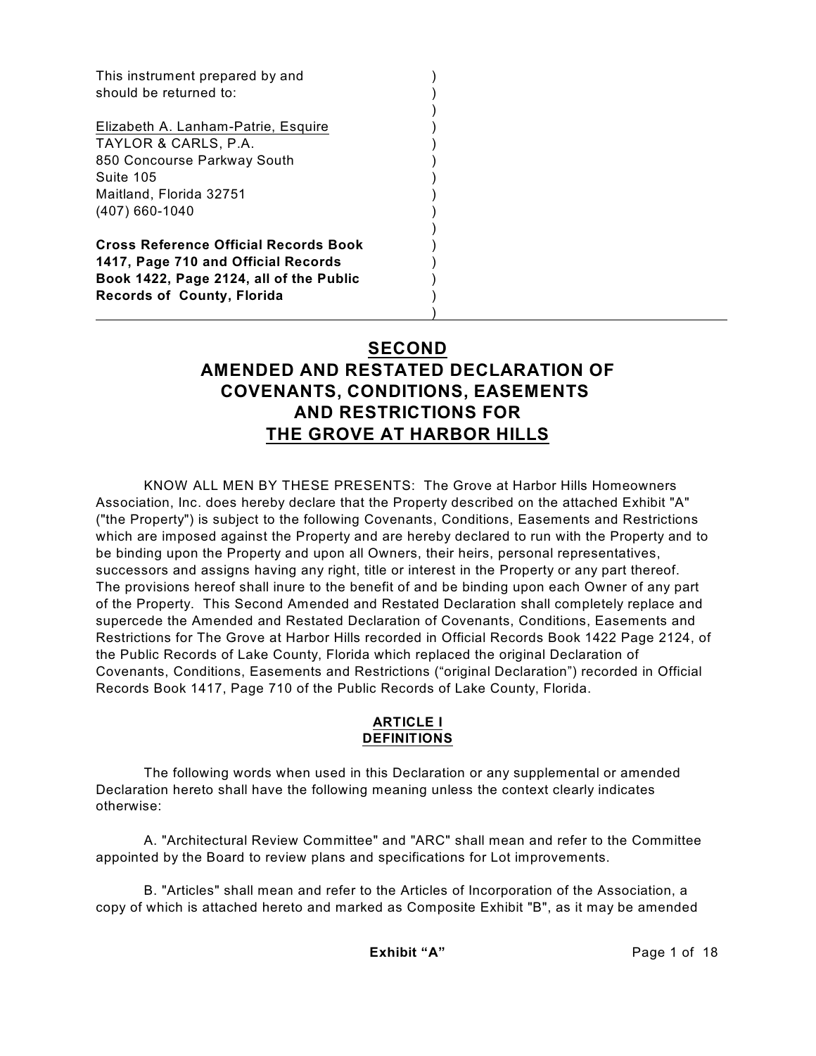This instrument prepared by and
should be returned to:

Elizabeth A. Lanham-Patrie, Esquire
TAYLOR & CARLS, P.A.
850 Concourse Parkway South
Suite 105
Maitland, Florida 32751
(407) 660-1040

**Cross Reference Official Records Book 1417, Page 710 and Official Records Book 1422, Page 2124, all of the Public Records of County, Florida**

---

# SECOND AMENDED AND RESTATED DECLARATION OF COVENANTS, CONDITIONS, EASEMENTS AND RESTRICTIONS FOR THE GROVE AT HARBOR HILLS

KNOW ALL MEN BY THESE PRESENTS: The Grove at Harbor Hills Homeowners Association, Inc. does hereby declare that the Property described on the attached Exhibit "A" ("the Property") is subject to the following Covenants, Conditions, Easements and Restrictions which are imposed against the Property and are hereby declared to run with the Property and to be binding upon the Property and upon all Owners, their heirs, personal representatives, successors and assigns having any right, title or interest in the Property or any part thereof. The provisions hereof shall inure to the benefit of and be binding upon each Owner of any part of the Property. This Second Amended and Restated Declaration shall completely replace and supercede the Amended and Restated Declaration of Covenants, Conditions, Easements and Restrictions for The Grove at Harbor Hills recorded in Official Records Book 1422 Page 2124, of the Public Records of Lake County, Florida which replaced the original Declaration of Covenants, Conditions, Easements and Restrictions ("original Declaration") recorded in Official Records Book 1417, Page 710 of the Public Records of Lake County, Florida.

## ARTICLE I
## DEFINITIONS

The following words when used in this Declaration or any supplemental or amended Declaration hereto shall have the following meaning unless the context clearly indicates otherwise:

A. "Architectural Review Committee" and "ARC" shall mean and refer to the Committee appointed by the Board to review plans and specifications for Lot improvements.

B. "Articles" shall mean and refer to the Articles of Incorporation of the Association, a copy of which is attached hereto and marked as Composite Exhibit "B", as it may be amended

**Exhibit "A"**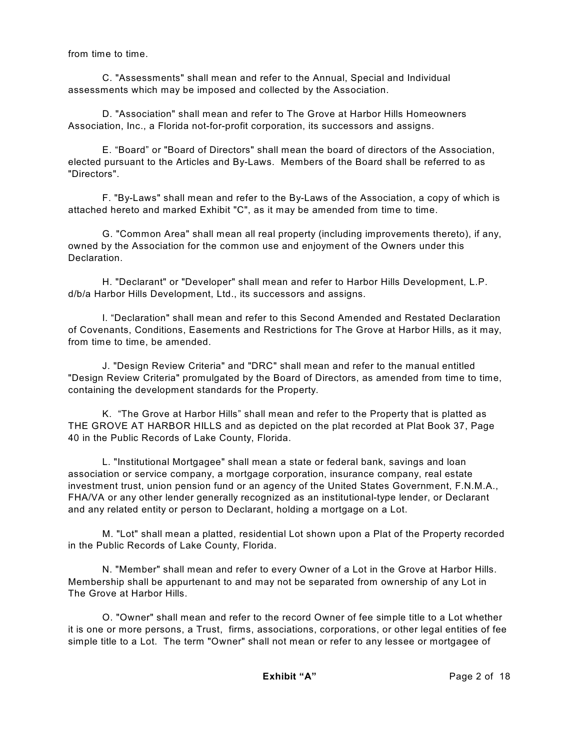from time to time.

C. "Assessments" shall mean and refer to the Annual, Special and Individual assessments which may be imposed and collected by the Association.

D. "Association" shall mean and refer to The Grove at Harbor Hills Homeowners Association, Inc., a Florida not-for-profit corporation, its successors and assigns.

E. “Board” or "Board of Directors" shall mean the board of directors of the Association, elected pursuant to the Articles and By-Laws. Members of the Board shall be referred to as "Directors".

F. "By-Laws" shall mean and refer to the By-Laws of the Association, a copy of which is attached hereto and marked Exhibit "C", as it may be amended from time to time.

G. "Common Area" shall mean all real property (including improvements thereto), if any, owned by the Association for the common use and enjoyment of the Owners under this Declaration.

H. "Declarant" or "Developer" shall mean and refer to Harbor Hills Development, L.P. d/b/a Harbor Hills Development, Ltd., its successors and assigns.

I. “Declaration" shall mean and refer to this Second Amended and Restated Declaration of Covenants, Conditions, Easements and Restrictions for The Grove at Harbor Hills, as it may, from time to time, be amended.

J. "Design Review Criteria" and "DRC" shall mean and refer to the manual entitled "Design Review Criteria" promulgated by the Board of Directors, as amended from time to time, containing the development standards for the Property.

K. “The Grove at Harbor Hills” shall mean and refer to the Property that is platted as THE GROVE AT HARBOR HILLS and as depicted on the plat recorded at Plat Book 37, Page 40 in the Public Records of Lake County, Florida.

L. "Institutional Mortgagee" shall mean a state or federal bank, savings and loan association or service company, a mortgage corporation, insurance company, real estate investment trust, union pension fund or an agency of the United States Government, F.N.M.A., FHA/VA or any other lender generally recognized as an institutional-type lender, or Declarant and any related entity or person to Declarant, holding a mortgage on a Lot.

M. "Lot" shall mean a platted, residential Lot shown upon a Plat of the Property recorded in the Public Records of Lake County, Florida.

N. "Member" shall mean and refer to every Owner of a Lot in the Grove at Harbor Hills. Membership shall be appurtenant to and may not be separated from ownership of any Lot in The Grove at Harbor Hills.

O. "Owner" shall mean and refer to the record Owner of fee simple title to a Lot whether it is one or more persons, a Trust, firms, associations, corporations, or other legal entities of fee simple title to a Lot. The term "Owner" shall not mean or refer to any lessee or mortgagee of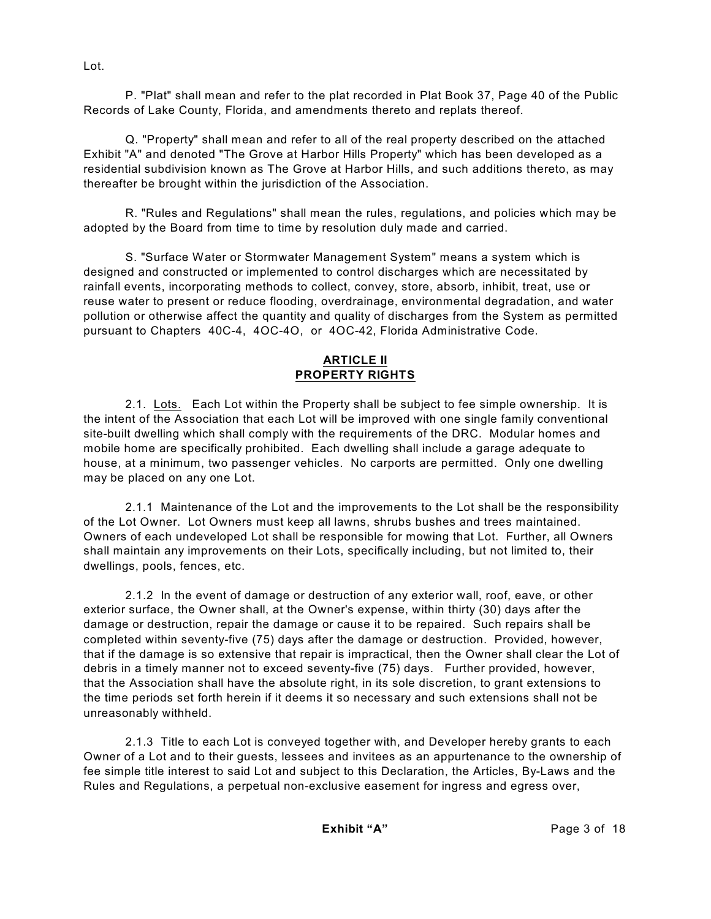Lot.

P. "Plat" shall mean and refer to the plat recorded in Plat Book 37, Page 40 of the Public Records of Lake County, Florida, and amendments thereto and replats thereof.

Q. "Property" shall mean and refer to all of the real property described on the attached Exhibit "A" and denoted "The Grove at Harbor Hills Property" which has been developed as a residential subdivision known as The Grove at Harbor Hills, and such additions thereto, as may thereafter be brought within the jurisdiction of the Association.

R. "Rules and Regulations" shall mean the rules, regulations, and policies which may be adopted by the Board from time to time by resolution duly made and carried.

S. "Surface Water or Stormwater Management System" means a system which is designed and constructed or implemented to control discharges which are necessitated by rainfall events, incorporating methods to collect, convey, store, absorb, inhibit, treat, use or reuse water to present or reduce flooding, overdrainage, environmental degradation, and water pollution or otherwise affect the quantity and quality of discharges from the System as permitted pursuant to Chapters 40C-4, 4OC-4O, or 4OC-42, Florida Administrative Code.

## ARTICLE II
## PROPERTY RIGHTS

2.1. Lots. Each Lot within the Property shall be subject to fee simple ownership. It is the intent of the Association that each Lot will be improved with one single family conventional site-built dwelling which shall comply with the requirements of the DRC. Modular homes and mobile home are specifically prohibited. Each dwelling shall include a garage adequate to house, at a minimum, two passenger vehicles. No carports are permitted. Only one dwelling may be placed on any one Lot.

2.1.1 Maintenance of the Lot and the improvements to the Lot shall be the responsibility of the Lot Owner. Lot Owners must keep all lawns, shrubs bushes and trees maintained. Owners of each undeveloped Lot shall be responsible for mowing that Lot. Further, all Owners shall maintain any improvements on their Lots, specifically including, but not limited to, their dwellings, pools, fences, etc.

2.1.2 In the event of damage or destruction of any exterior wall, roof, eave, or other exterior surface, the Owner shall, at the Owner's expense, within thirty (30) days after the damage or destruction, repair the damage or cause it to be repaired. Such repairs shall be completed within seventy-five (75) days after the damage or destruction. Provided, however, that if the damage is so extensive that repair is impractical, then the Owner shall clear the Lot of debris in a timely manner not to exceed seventy-five (75) days. Further provided, however, that the Association shall have the absolute right, in its sole discretion, to grant extensions to the time periods set forth herein if it deems it so necessary and such extensions shall not be unreasonably withheld.

2.1.3 Title to each Lot is conveyed together with, and Developer hereby grants to each Owner of a Lot and to their guests, lessees and invitees as an appurtenance to the ownership of fee simple title interest to said Lot and subject to this Declaration, the Articles, By-Laws and the Rules and Regulations, a perpetual non-exclusive easement for ingress and egress over,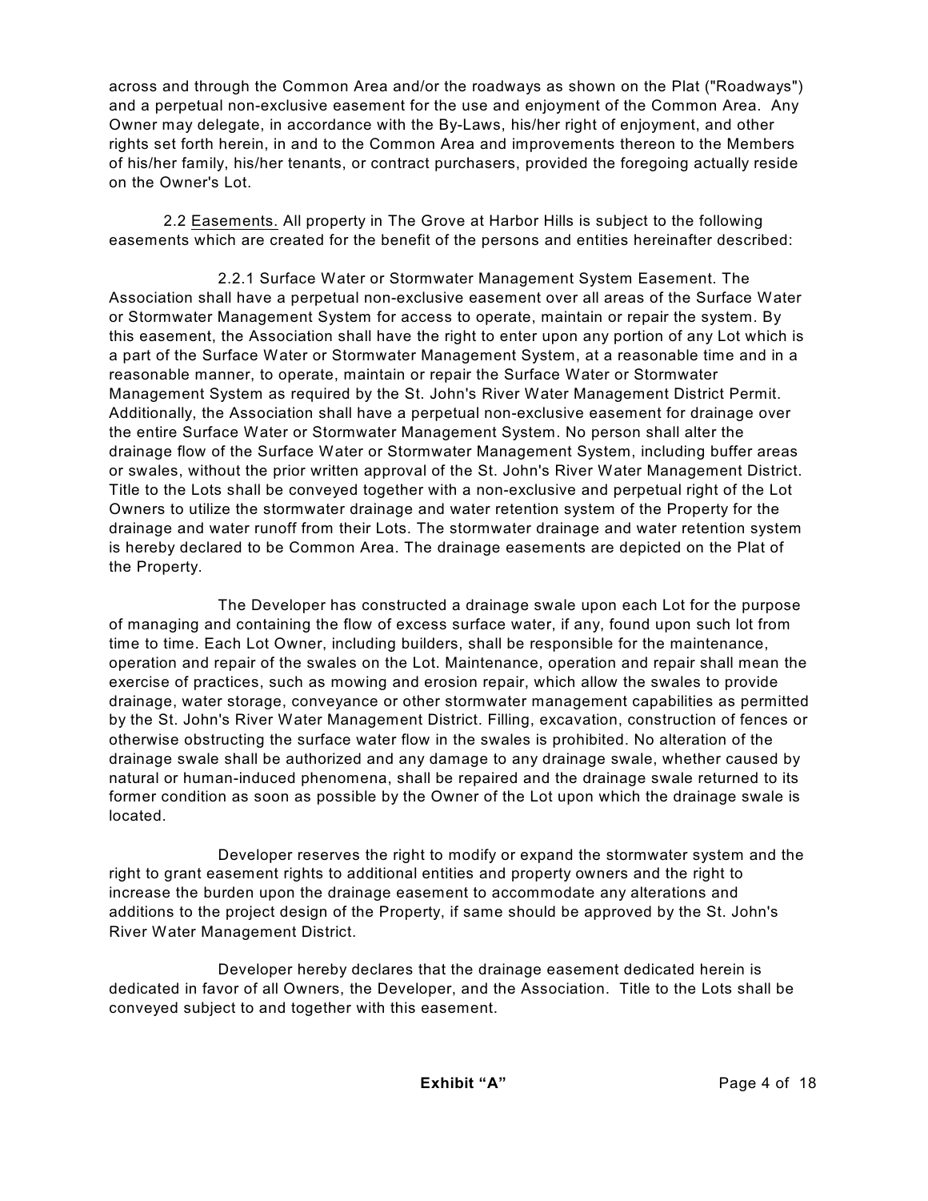across and through the Common Area and/or the roadways as shown on the Plat ("Roadways") and a perpetual non-exclusive easement for the use and enjoyment of the Common Area. Any Owner may delegate, in accordance with the By-Laws, his/her right of enjoyment, and other rights set forth herein, in and to the Common Area and improvements thereon to the Members of his/her family, his/her tenants, or contract purchasers, provided the foregoing actually reside on the Owner's Lot.

2.2 Easements. All property in The Grove at Harbor Hills is subject to the following easements which are created for the benefit of the persons and entities hereinafter described:

2.2.1 Surface Water or Stormwater Management System Easement. The Association shall have a perpetual non-exclusive easement over all areas of the Surface Water or Stormwater Management System for access to operate, maintain or repair the system. By this easement, the Association shall have the right to enter upon any portion of any Lot which is a part of the Surface Water or Stormwater Management System, at a reasonable time and in a reasonable manner, to operate, maintain or repair the Surface Water or Stormwater Management System as required by the St. John's River Water Management District Permit. Additionally, the Association shall have a perpetual non-exclusive easement for drainage over the entire Surface Water or Stormwater Management System. No person shall alter the drainage flow of the Surface Water or Stormwater Management System, including buffer areas or swales, without the prior written approval of the St. John's River Water Management District. Title to the Lots shall be conveyed together with a non-exclusive and perpetual right of the Lot Owners to utilize the stormwater drainage and water retention system of the Property for the drainage and water runoff from their Lots. The stormwater drainage and water retention system is hereby declared to be Common Area. The drainage easements are depicted on the Plat of the Property.

The Developer has constructed a drainage swale upon each Lot for the purpose of managing and containing the flow of excess surface water, if any, found upon such lot from time to time. Each Lot Owner, including builders, shall be responsible for the maintenance, operation and repair of the swales on the Lot. Maintenance, operation and repair shall mean the exercise of practices, such as mowing and erosion repair, which allow the swales to provide drainage, water storage, conveyance or other stormwater management capabilities as permitted by the St. John's River Water Management District. Filling, excavation, construction of fences or otherwise obstructing the surface water flow in the swales is prohibited. No alteration of the drainage swale shall be authorized and any damage to any drainage swale, whether caused by natural or human-induced phenomena, shall be repaired and the drainage swale returned to its former condition as soon as possible by the Owner of the Lot upon which the drainage swale is located.

Developer reserves the right to modify or expand the stormwater system and the right to grant easement rights to additional entities and property owners and the right to increase the burden upon the drainage easement to accommodate any alterations and additions to the project design of the Property, if same should be approved by the St. John's River Water Management District.

Developer hereby declares that the drainage easement dedicated herein is dedicated in favor of all Owners, the Developer, and the Association. Title to the Lots shall be conveyed subject to and together with this easement.

**Exhibit "A"**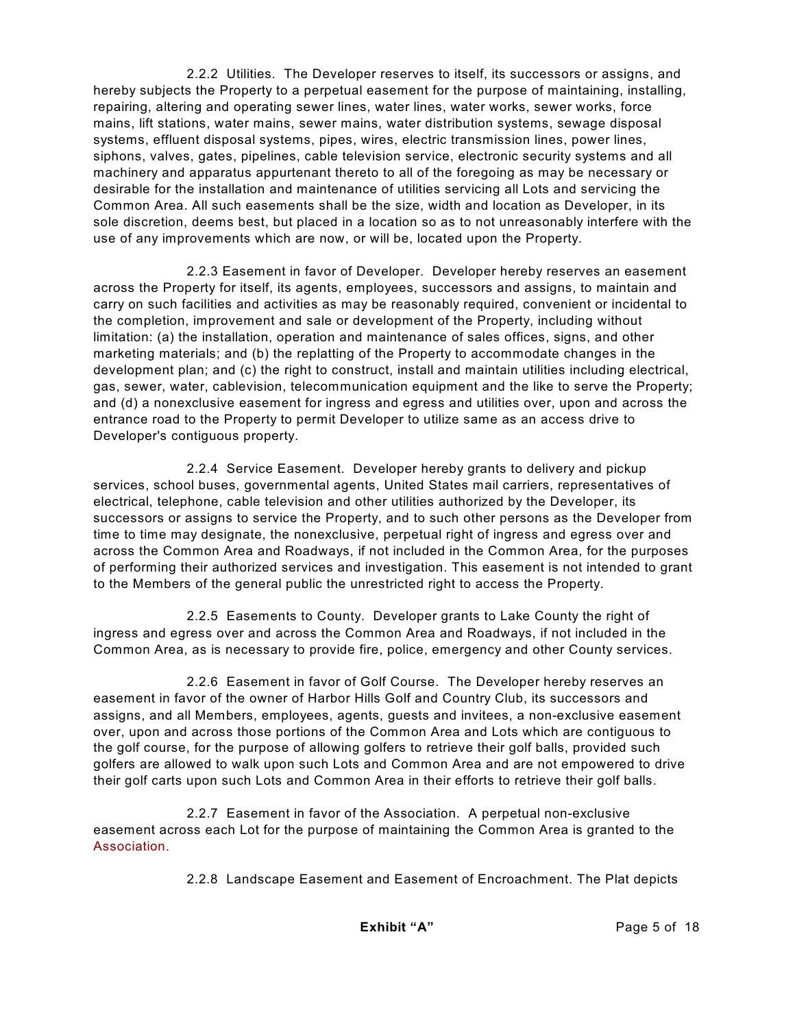2.2.2 Utilities. The Developer reserves to itself, its successors or assigns, and hereby subjects the Property to a perpetual easement for the purpose of maintaining, installing, repairing, altering and operating sewer lines, water lines, water works, sewer works, force mains, lift stations, water mains, sewer mains, water distribution systems, sewage disposal systems, effluent disposal systems, pipes, wires, electric transmission lines, power lines, siphons, valves, gates, pipelines, cable television service, electronic security systems and all machinery and apparatus appurtenant thereto to all of the foregoing as may be necessary or desirable for the installation and maintenance of utilities servicing all Lots and servicing the Common Area. All such easements shall be the size, width and location as Developer, in its sole discretion, deems best, but placed in a location so as to not unreasonably interfere with the use of any improvements which are now, or will be, located upon the Property.

2.2.3 Easement in favor of Developer. Developer hereby reserves an easement across the Property for itself, its agents, employees, successors and assigns, to maintain and carry on such facilities and activities as may be reasonably required, convenient or incidental to the completion, improvement and sale or development of the Property, including without limitation: (a) the installation, operation and maintenance of sales offices, signs, and other marketing materials; and (b) the replatting of the Property to accommodate changes in the development plan; and (c) the right to construct, install and maintain utilities including electrical, gas, sewer, water, cablevision, telecommunication equipment and the like to serve the Property; and (d) a nonexclusive easement for ingress and egress and utilities over, upon and across the entrance road to the Property to permit Developer to utilize same as an access drive to Developer's contiguous property.

2.2.4 Service Easement. Developer hereby grants to delivery and pickup services, school buses, governmental agents, United States mail carriers, representatives of electrical, telephone, cable television and other utilities authorized by the Developer, its successors or assigns to service the Property, and to such other persons as the Developer from time to time may designate, the nonexclusive, perpetual right of ingress and egress over and across the Common Area and Roadways, if not included in the Common Area, for the purposes of performing their authorized services and investigation. This easement is not intended to grant to the Members of the general public the unrestricted right to access the Property.

2.2.5 Easements to County. Developer grants to Lake County the right of ingress and egress over and across the Common Area and Roadways, if not included in the Common Area, as is necessary to provide fire, police, emergency and other County services.

2.2.6 Easement in favor of Golf Course. The Developer hereby reserves an easement in favor of the owner of Harbor Hills Golf and Country Club, its successors and assigns, and all Members, employees, agents, guests and invitees, a non-exclusive easement over, upon and across those portions of the Common Area and Lots which are contiguous to the golf course, for the purpose of allowing golfers to retrieve their golf balls, provided such golfers are allowed to walk upon such Lots and Common Area and are not empowered to drive their golf carts upon such Lots and Common Area in their efforts to retrieve their golf balls.

2.2.7 Easement in favor of the Association. A perpetual non-exclusive easement across each Lot for the purpose of maintaining the Common Area is granted to the Association.

2.2.8 Landscape Easement and Easement of Encroachment. The Plat depicts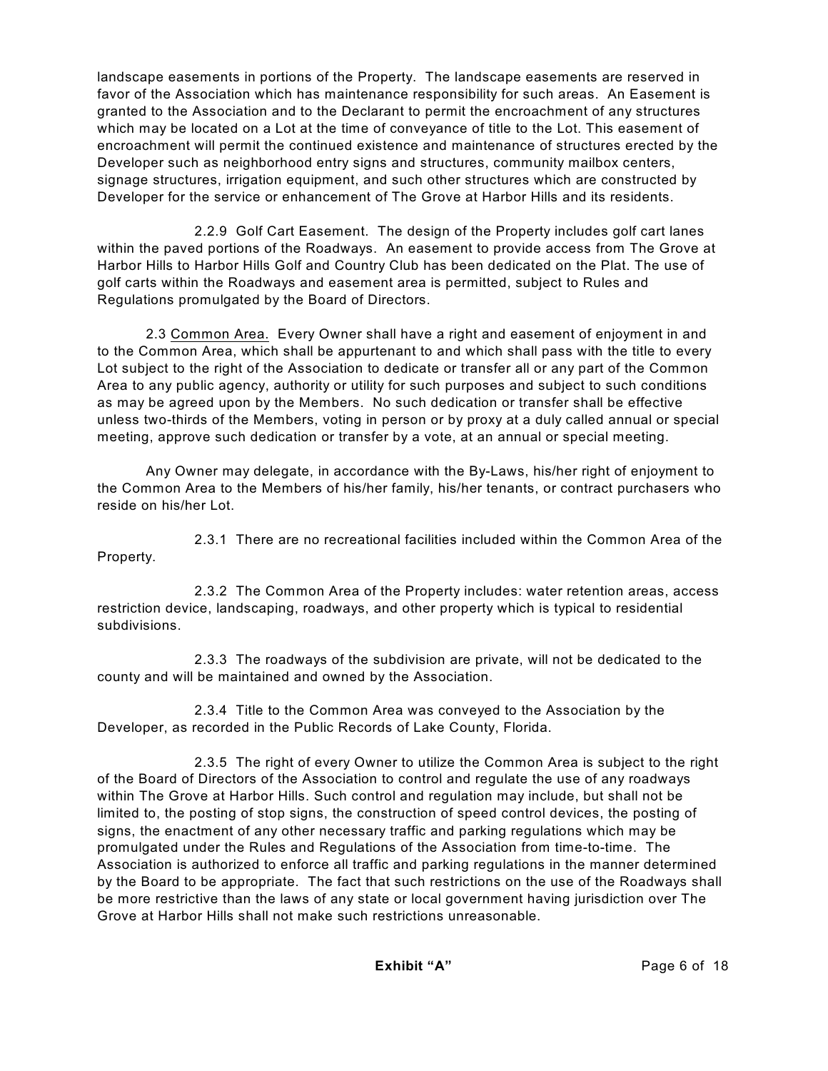landscape easements in portions of the Property. The landscape easements are reserved in favor of the Association which has maintenance responsibility for such areas. An Easement is granted to the Association and to the Declarant to permit the encroachment of any structures which may be located on a Lot at the time of conveyance of title to the Lot. This easement of encroachment will permit the continued existence and maintenance of structures erected by the Developer such as neighborhood entry signs and structures, community mailbox centers, signage structures, irrigation equipment, and such other structures which are constructed by Developer for the service or enhancement of The Grove at Harbor Hills and its residents.

2.2.9 Golf Cart Easement. The design of the Property includes golf cart lanes within the paved portions of the Roadways. An easement to provide access from The Grove at Harbor Hills to Harbor Hills Golf and Country Club has been dedicated on the Plat. The use of golf carts within the Roadways and easement area is permitted, subject to Rules and Regulations promulgated by the Board of Directors.

2.3 Common Area. Every Owner shall have a right and easement of enjoyment in and to the Common Area, which shall be appurtenant to and which shall pass with the title to every Lot subject to the right of the Association to dedicate or transfer all or any part of the Common Area to any public agency, authority or utility for such purposes and subject to such conditions as may be agreed upon by the Members. No such dedication or transfer shall be effective unless two-thirds of the Members, voting in person or by proxy at a duly called annual or special meeting, approve such dedication or transfer by a vote, at an annual or special meeting.

Any Owner may delegate, in accordance with the By-Laws, his/her right of enjoyment to the Common Area to the Members of his/her family, his/her tenants, or contract purchasers who reside on his/her Lot.

2.3.1 There are no recreational facilities included within the Common Area of the Property.

2.3.2 The Common Area of the Property includes: water retention areas, access restriction device, landscaping, roadways, and other property which is typical to residential subdivisions.

2.3.3 The roadways of the subdivision are private, will not be dedicated to the county and will be maintained and owned by the Association.

2.3.4 Title to the Common Area was conveyed to the Association by the Developer, as recorded in the Public Records of Lake County, Florida.

2.3.5 The right of every Owner to utilize the Common Area is subject to the right of the Board of Directors of the Association to control and regulate the use of any roadways within The Grove at Harbor Hills. Such control and regulation may include, but shall not be limited to, the posting of stop signs, the construction of speed control devices, the posting of signs, the enactment of any other necessary traffic and parking regulations which may be promulgated under the Rules and Regulations of the Association from time-to-time. The Association is authorized to enforce all traffic and parking regulations in the manner determined by the Board to be appropriate. The fact that such restrictions on the use of the Roadways shall be more restrictive than the laws of any state or local government having jurisdiction over The Grove at Harbor Hills shall not make such restrictions unreasonable.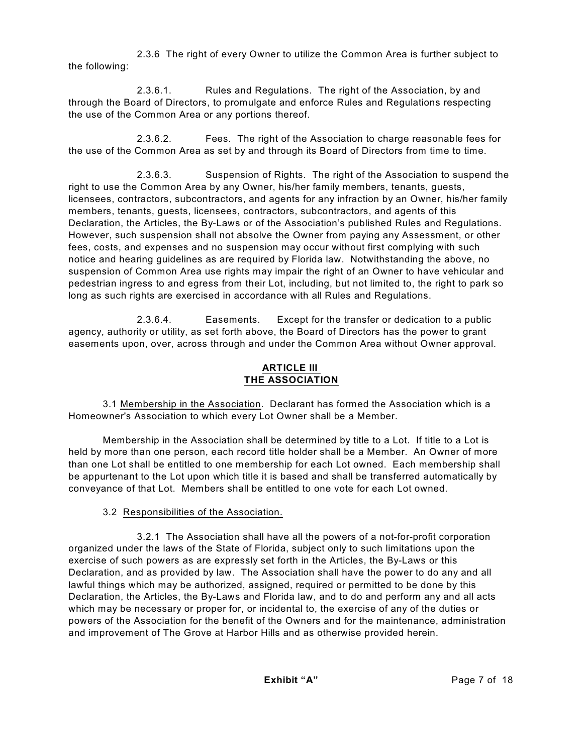2.3.6 The right of every Owner to utilize the Common Area is further subject to the following:

2.3.6.1. Rules and Regulations. The right of the Association, by and through the Board of Directors, to promulgate and enforce Rules and Regulations respecting the use of the Common Area or any portions thereof.

2.3.6.2. Fees. The right of the Association to charge reasonable fees for the use of the Common Area as set by and through its Board of Directors from time to time.

2.3.6.3. Suspension of Rights. The right of the Association to suspend the right to use the Common Area by any Owner, his/her family members, tenants, guests, licensees, contractors, subcontractors, and agents for any infraction by an Owner, his/her family members, tenants, guests, licensees, contractors, subcontractors, and agents of this Declaration, the Articles, the By-Laws or of the Association's published Rules and Regulations. However, such suspension shall not absolve the Owner from paying any Assessment, or other fees, costs, and expenses and no suspension may occur without first complying with such notice and hearing guidelines as are required by Florida law. Notwithstanding the above, no suspension of Common Area use rights may impair the right of an Owner to have vehicular and pedestrian ingress to and egress from their Lot, including, but not limited to, the right to park so long as such rights are exercised in accordance with all Rules and Regulations.

2.3.6.4. Easements. Except for the transfer or dedication to a public agency, authority or utility, as set forth above, the Board of Directors has the power to grant easements upon, over, across through and under the Common Area without Owner approval.

## ARTICLE III
## THE ASSOCIATION

3.1 Membership in the Association. Declarant has formed the Association which is a Homeowner's Association to which every Lot Owner shall be a Member.

Membership in the Association shall be determined by title to a Lot. If title to a Lot is held by more than one person, each record title holder shall be a Member. An Owner of more than one Lot shall be entitled to one membership for each Lot owned. Each membership shall be appurtenant to the Lot upon which title it is based and shall be transferred automatically by conveyance of that Lot. Members shall be entitled to one vote for each Lot owned.

3.2 Responsibilities of the Association.

3.2.1 The Association shall have all the powers of a not-for-profit corporation organized under the laws of the State of Florida, subject only to such limitations upon the exercise of such powers as are expressly set forth in the Articles, the By-Laws or this Declaration, and as provided by law. The Association shall have the power to do any and all lawful things which may be authorized, assigned, required or permitted to be done by this Declaration, the Articles, the By-Laws and Florida law, and to do and perform any and all acts which may be necessary or proper for, or incidental to, the exercise of any of the duties or powers of the Association for the benefit of the Owners and for the maintenance, administration and improvement of The Grove at Harbor Hills and as otherwise provided herein.

**Exhibit "A"**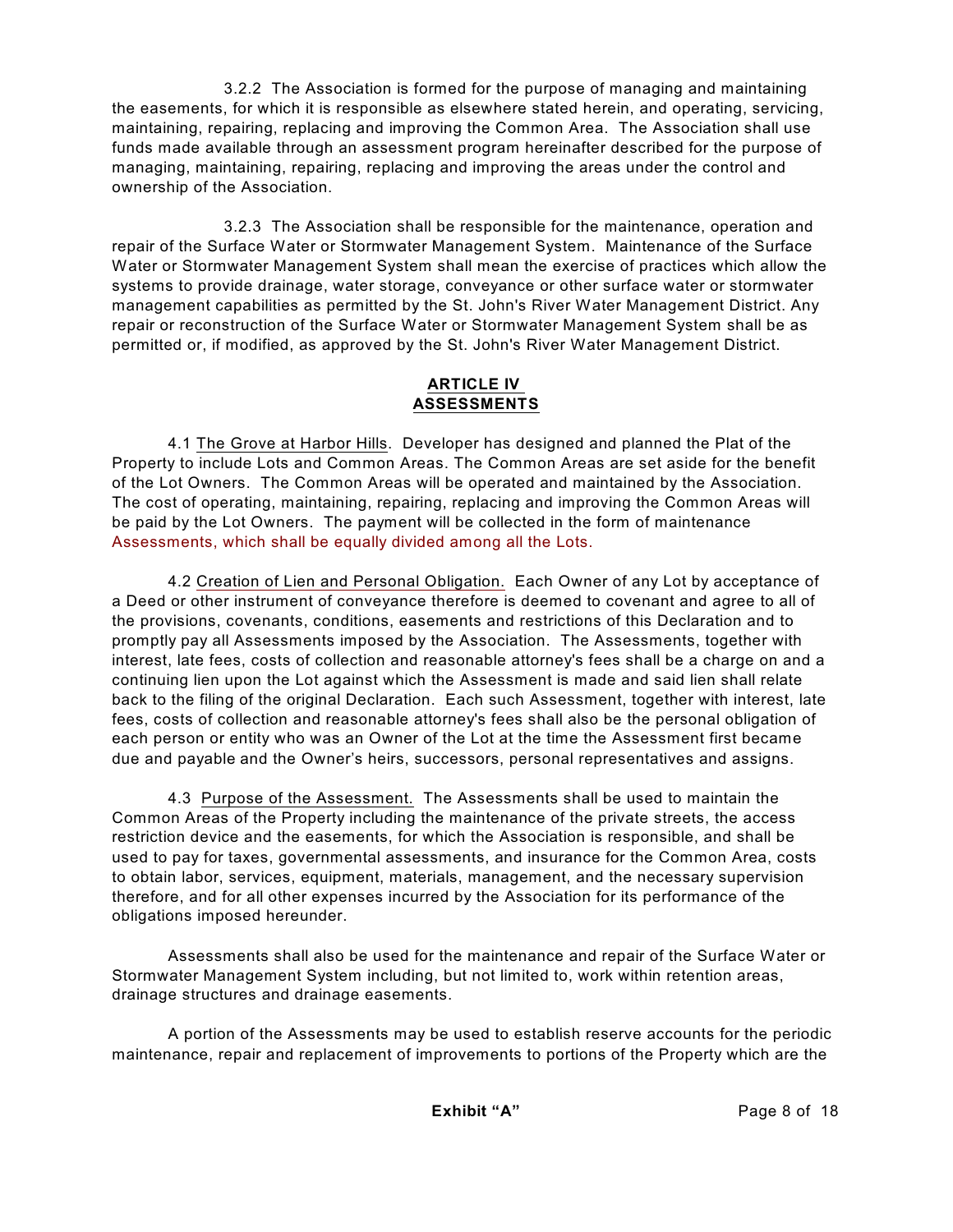3.2.2 The Association is formed for the purpose of managing and maintaining the easements, for which it is responsible as elsewhere stated herein, and operating, servicing, maintaining, repairing, replacing and improving the Common Area. The Association shall use funds made available through an assessment program hereinafter described for the purpose of managing, maintaining, repairing, replacing and improving the areas under the control and ownership of the Association.

3.2.3 The Association shall be responsible for the maintenance, operation and repair of the Surface Water or Stormwater Management System. Maintenance of the Surface Water or Stormwater Management System shall mean the exercise of practices which allow the systems to provide drainage, water storage, conveyance or other surface water or stormwater management capabilities as permitted by the St. John's River Water Management District. Any repair or reconstruction of the Surface Water or Stormwater Management System shall be as permitted or, if modified, as approved by the St. John's River Water Management District.

## ARTICLE IV
## ASSESSMENTS

4.1 The Grove at Harbor Hills. Developer has designed and planned the Plat of the Property to include Lots and Common Areas. The Common Areas are set aside for the benefit of the Lot Owners. The Common Areas will be operated and maintained by the Association. The cost of operating, maintaining, repairing, replacing and improving the Common Areas will be paid by the Lot Owners. The payment will be collected in the form of maintenance Assessments, which shall be equally divided among all the Lots.

4.2 Creation of Lien and Personal Obligation. Each Owner of any Lot by acceptance of a Deed or other instrument of conveyance therefore is deemed to covenant and agree to all of the provisions, covenants, conditions, easements and restrictions of this Declaration and to promptly pay all Assessments imposed by the Association. The Assessments, together with interest, late fees, costs of collection and reasonable attorney's fees shall be a charge on and a continuing lien upon the Lot against which the Assessment is made and said lien shall relate back to the filing of the original Declaration. Each such Assessment, together with interest, late fees, costs of collection and reasonable attorney's fees shall also be the personal obligation of each person or entity who was an Owner of the Lot at the time the Assessment first became due and payable and the Owner's heirs, successors, personal representatives and assigns.

4.3 Purpose of the Assessment. The Assessments shall be used to maintain the Common Areas of the Property including the maintenance of the private streets, the access restriction device and the easements, for which the Association is responsible, and shall be used to pay for taxes, governmental assessments, and insurance for the Common Area, costs to obtain labor, services, equipment, materials, management, and the necessary supervision therefore, and for all other expenses incurred by the Association for its performance of the obligations imposed hereunder.

Assessments shall also be used for the maintenance and repair of the Surface Water or Stormwater Management System including, but not limited to, work within retention areas, drainage structures and drainage easements.

A portion of the Assessments may be used to establish reserve accounts for the periodic maintenance, repair and replacement of improvements to portions of the Property which are the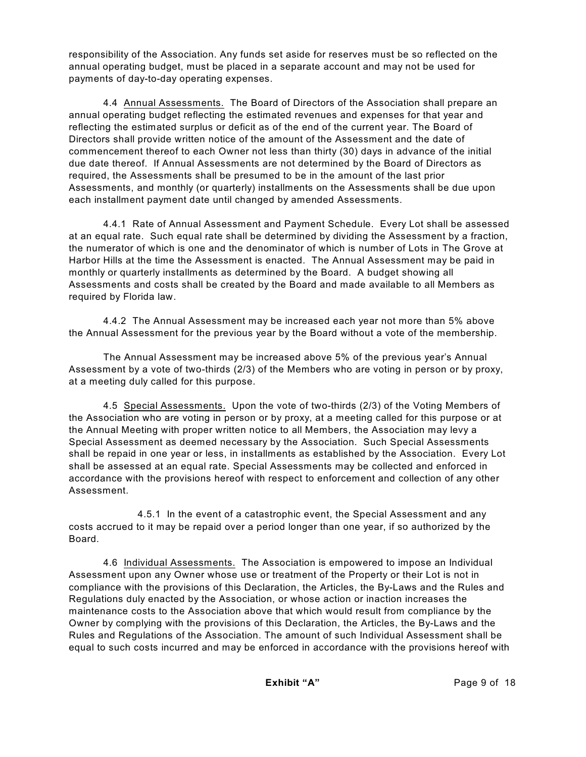responsibility of the Association. Any funds set aside for reserves must be so reflected on the annual operating budget, must be placed in a separate account and may not be used for payments of day-to-day operating expenses.

4.4 <u>Annual Assessments.</u> The Board of Directors of the Association shall prepare an annual operating budget reflecting the estimated revenues and expenses for that year and reflecting the estimated surplus or deficit as of the end of the current year. The Board of Directors shall provide written notice of the amount of the Assessment and the date of commencement thereof to each Owner not less than thirty (30) days in advance of the initial due date thereof. If Annual Assessments are not determined by the Board of Directors as required, the Assessments shall be presumed to be in the amount of the last prior Assessments, and monthly (or quarterly) installments on the Assessments shall be due upon each installment payment date until changed by amended Assessments.

4.4.1 Rate of Annual Assessment and Payment Schedule. Every Lot shall be assessed at an equal rate. Such equal rate shall be determined by dividing the Assessment by a fraction, the numerator of which is one and the denominator of which is number of Lots in The Grove at Harbor Hills at the time the Assessment is enacted. The Annual Assessment may be paid in monthly or quarterly installments as determined by the Board. A budget showing all Assessments and costs shall be created by the Board and made available to all Members as required by Florida law.

4.4.2 The Annual Assessment may be increased each year not more than 5% above the Annual Assessment for the previous year by the Board without a vote of the membership.

The Annual Assessment may be increased above 5% of the previous year's Annual Assessment by a vote of two-thirds (2/3) of the Members who are voting in person or by proxy, at a meeting duly called for this purpose.

4.5 <u>Special Assessments.</u> Upon the vote of two-thirds (2/3) of the Voting Members of the Association who are voting in person or by proxy, at a meeting called for this purpose or at the Annual Meeting with proper written notice to all Members, the Association may levy a Special Assessment as deemed necessary by the Association. Such Special Assessments shall be repaid in one year or less, in installments as established by the Association. Every Lot shall be assessed at an equal rate. Special Assessments may be collected and enforced in accordance with the provisions hereof with respect to enforcement and collection of any other Assessment.

4.5.1 In the event of a catastrophic event, the Special Assessment and any costs accrued to it may be repaid over a period longer than one year, if so authorized by the Board.

4.6 <u>Individual Assessments.</u> The Association is empowered to impose an Individual Assessment upon any Owner whose use or treatment of the Property or their Lot is not in compliance with the provisions of this Declaration, the Articles, the By-Laws and the Rules and Regulations duly enacted by the Association, or whose action or inaction increases the maintenance costs to the Association above that which would result from compliance by the Owner by complying with the provisions of this Declaration, the Articles, the By-Laws and the Rules and Regulations of the Association. The amount of such Individual Assessment shall be equal to such costs incurred and may be enforced in accordance with the provisions hereof with

**Exhibit "A"**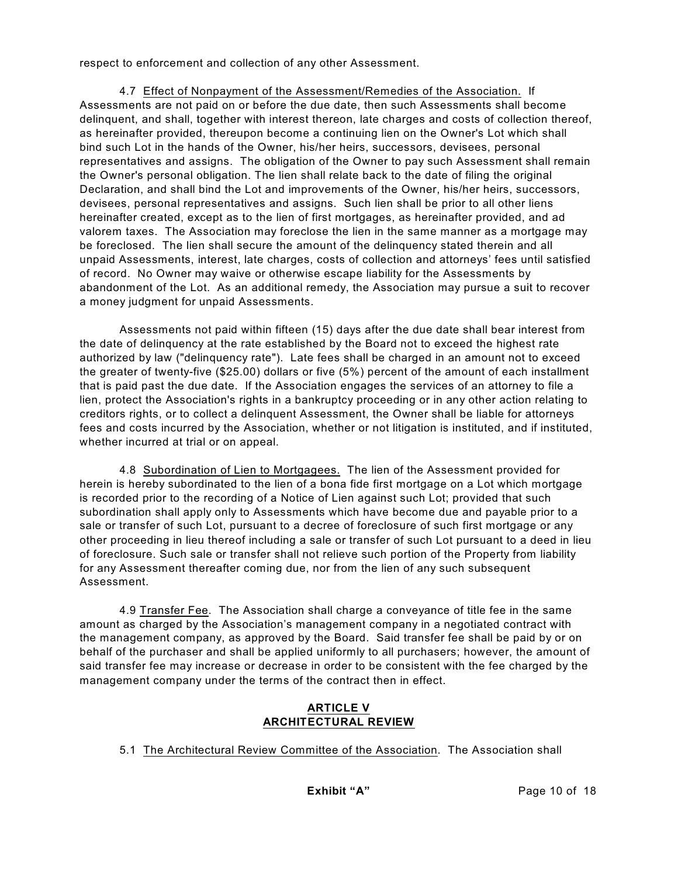respect to enforcement and collection of any other Assessment.

4.7 Effect of Nonpayment of the Assessment/Remedies of the Association. If Assessments are not paid on or before the due date, then such Assessments shall become delinquent, and shall, together with interest thereon, late charges and costs of collection thereof, as hereinafter provided, thereupon become a continuing lien on the Owner's Lot which shall bind such Lot in the hands of the Owner, his/her heirs, successors, devisees, personal representatives and assigns. The obligation of the Owner to pay such Assessment shall remain the Owner's personal obligation. The lien shall relate back to the date of filing the original Declaration, and shall bind the Lot and improvements of the Owner, his/her heirs, successors, devisees, personal representatives and assigns. Such lien shall be prior to all other liens hereinafter created, except as to the lien of first mortgages, as hereinafter provided, and ad valorem taxes. The Association may foreclose the lien in the same manner as a mortgage may be foreclosed. The lien shall secure the amount of the delinquency stated therein and all unpaid Assessments, interest, late charges, costs of collection and attorneys' fees until satisfied of record. No Owner may waive or otherwise escape liability for the Assessments by abandonment of the Lot. As an additional remedy, the Association may pursue a suit to recover a money judgment for unpaid Assessments.

Assessments not paid within fifteen (15) days after the due date shall bear interest from the date of delinquency at the rate established by the Board not to exceed the highest rate authorized by law ("delinquency rate"). Late fees shall be charged in an amount not to exceed the greater of twenty-five ($25.00) dollars or five (5%) percent of the amount of each installment that is paid past the due date. If the Association engages the services of an attorney to file a lien, protect the Association's rights in a bankruptcy proceeding or in any other action relating to creditors rights, or to collect a delinquent Assessment, the Owner shall be liable for attorneys fees and costs incurred by the Association, whether or not litigation is instituted, and if instituted, whether incurred at trial or on appeal.

4.8 Subordination of Lien to Mortgagees. The lien of the Assessment provided for herein is hereby subordinated to the lien of a bona fide first mortgage on a Lot which mortgage is recorded prior to the recording of a Notice of Lien against such Lot; provided that such subordination shall apply only to Assessments which have become due and payable prior to a sale or transfer of such Lot, pursuant to a decree of foreclosure of such first mortgage or any other proceeding in lieu thereof including a sale or transfer of such Lot pursuant to a deed in lieu of foreclosure. Such sale or transfer shall not relieve such portion of the Property from liability for any Assessment thereafter coming due, nor from the lien of any such subsequent Assessment.

4.9 Transfer Fee. The Association shall charge a conveyance of title fee in the same amount as charged by the Association's management company in a negotiated contract with the management company, as approved by the Board. Said transfer fee shall be paid by or on behalf of the purchaser and shall be applied uniformly to all purchasers; however, the amount of said transfer fee may increase or decrease in order to be consistent with the fee charged by the management company under the terms of the contract then in effect.

## ARTICLE V
## ARCHITECTURAL REVIEW

5.1 The Architectural Review Committee of the Association. The Association shall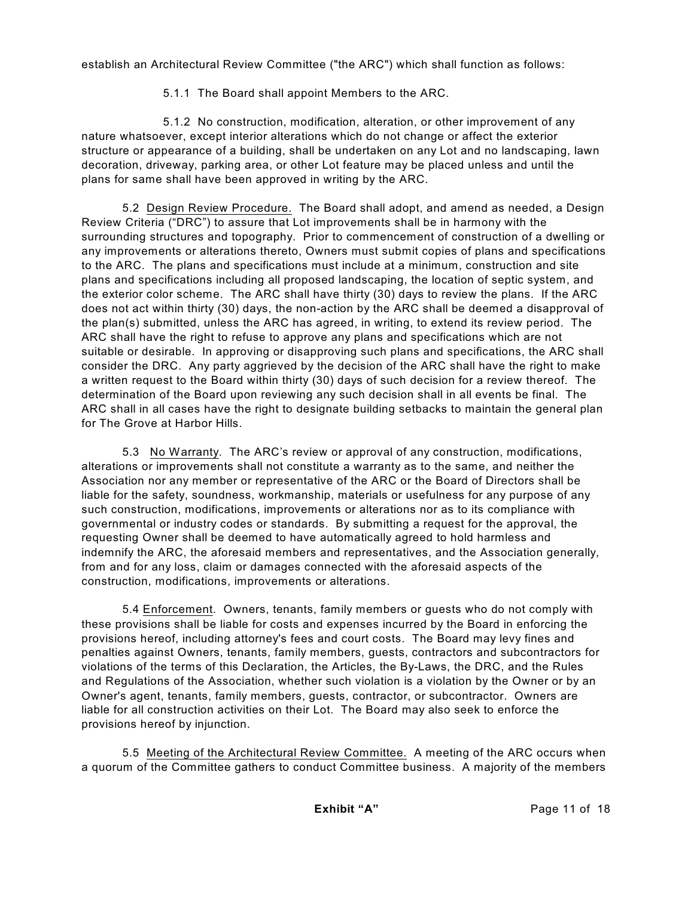establish an Architectural Review Committee ("the ARC") which shall function as follows:

5.1.1 The Board shall appoint Members to the ARC.

5.1.2 No construction, modification, alteration, or other improvement of any nature whatsoever, except interior alterations which do not change or affect the exterior structure or appearance of a building, shall be undertaken on any Lot and no landscaping, lawn decoration, driveway, parking area, or other Lot feature may be placed unless and until the plans for same shall have been approved in writing by the ARC.

5.2 Design Review Procedure. The Board shall adopt, and amend as needed, a Design Review Criteria ("DRC") to assure that Lot improvements shall be in harmony with the surrounding structures and topography. Prior to commencement of construction of a dwelling or any improvements or alterations thereto, Owners must submit copies of plans and specifications to the ARC. The plans and specifications must include at a minimum, construction and site plans and specifications including all proposed landscaping, the location of septic system, and the exterior color scheme. The ARC shall have thirty (30) days to review the plans. If the ARC does not act within thirty (30) days, the non-action by the ARC shall be deemed a disapproval of the plan(s) submitted, unless the ARC has agreed, in writing, to extend its review period. The ARC shall have the right to refuse to approve any plans and specifications which are not suitable or desirable. In approving or disapproving such plans and specifications, the ARC shall consider the DRC. Any party aggrieved by the decision of the ARC shall have the right to make a written request to the Board within thirty (30) days of such decision for a review thereof. The determination of the Board upon reviewing any such decision shall in all events be final. The ARC shall in all cases have the right to designate building setbacks to maintain the general plan for The Grove at Harbor Hills.

5.3 No Warranty. The ARC's review or approval of any construction, modifications, alterations or improvements shall not constitute a warranty as to the same, and neither the Association nor any member or representative of the ARC or the Board of Directors shall be liable for the safety, soundness, workmanship, materials or usefulness for any purpose of any such construction, modifications, improvements or alterations nor as to its compliance with governmental or industry codes or standards. By submitting a request for the approval, the requesting Owner shall be deemed to have automatically agreed to hold harmless and indemnify the ARC, the aforesaid members and representatives, and the Association generally, from and for any loss, claim or damages connected with the aforesaid aspects of the construction, modifications, improvements or alterations.

5.4 Enforcement. Owners, tenants, family members or guests who do not comply with these provisions shall be liable for costs and expenses incurred by the Board in enforcing the provisions hereof, including attorney's fees and court costs. The Board may levy fines and penalties against Owners, tenants, family members, guests, contractors and subcontractors for violations of the terms of this Declaration, the Articles, the By-Laws, the DRC, and the Rules and Regulations of the Association, whether such violation is a violation by the Owner or by an Owner's agent, tenants, family members, guests, contractor, or subcontractor. Owners are liable for all construction activities on their Lot. The Board may also seek to enforce the provisions hereof by injunction.

5.5 Meeting of the Architectural Review Committee. A meeting of the ARC occurs when a quorum of the Committee gathers to conduct Committee business. A majority of the members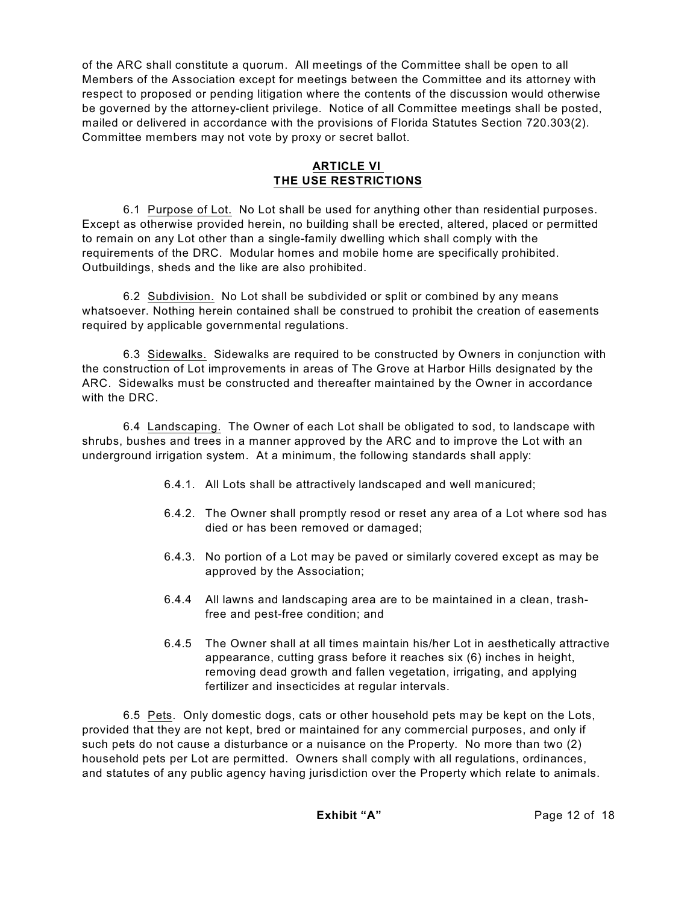of the ARC shall constitute a quorum. All meetings of the Committee shall be open to all Members of the Association except for meetings between the Committee and its attorney with respect to proposed or pending litigation where the contents of the discussion would otherwise be governed by the attorney-client privilege. Notice of all Committee meetings shall be posted, mailed or delivered in accordance with the provisions of Florida Statutes Section 720.303(2). Committee members may not vote by proxy or secret ballot.

## ARTICLE VI
## THE USE RESTRICTIONS

6.1 Purpose of Lot. No Lot shall be used for anything other than residential purposes. Except as otherwise provided herein, no building shall be erected, altered, placed or permitted to remain on any Lot other than a single-family dwelling which shall comply with the requirements of the DRC. Modular homes and mobile home are specifically prohibited. Outbuildings, sheds and the like are also prohibited.

6.2 Subdivision. No Lot shall be subdivided or split or combined by any means whatsoever. Nothing herein contained shall be construed to prohibit the creation of easements required by applicable governmental regulations.

6.3 Sidewalks. Sidewalks are required to be constructed by Owners in conjunction with the construction of Lot improvements in areas of The Grove at Harbor Hills designated by the ARC. Sidewalks must be constructed and thereafter maintained by the Owner in accordance with the DRC.

6.4 Landscaping. The Owner of each Lot shall be obligated to sod, to landscape with shrubs, bushes and trees in a manner approved by the ARC and to improve the Lot with an underground irrigation system. At a minimum, the following standards shall apply:

6.4.1. All Lots shall be attractively landscaped and well manicured;

6.4.2. The Owner shall promptly resod or reset any area of a Lot where sod has died or has been removed or damaged;

6.4.3. No portion of a Lot may be paved or similarly covered except as may be approved by the Association;

6.4.4 All lawns and landscaping area are to be maintained in a clean, trash-free and pest-free condition; and

6.4.5 The Owner shall at all times maintain his/her Lot in aesthetically attractive appearance, cutting grass before it reaches six (6) inches in height, removing dead growth and fallen vegetation, irrigating, and applying fertilizer and insecticides at regular intervals.

6.5 Pets. Only domestic dogs, cats or other household pets may be kept on the Lots, provided that they are not kept, bred or maintained for any commercial purposes, and only if such pets do not cause a disturbance or a nuisance on the Property. No more than two (2) household pets per Lot are permitted. Owners shall comply with all regulations, ordinances, and statutes of any public agency having jurisdiction over the Property which relate to animals.

**Exhibit "A"**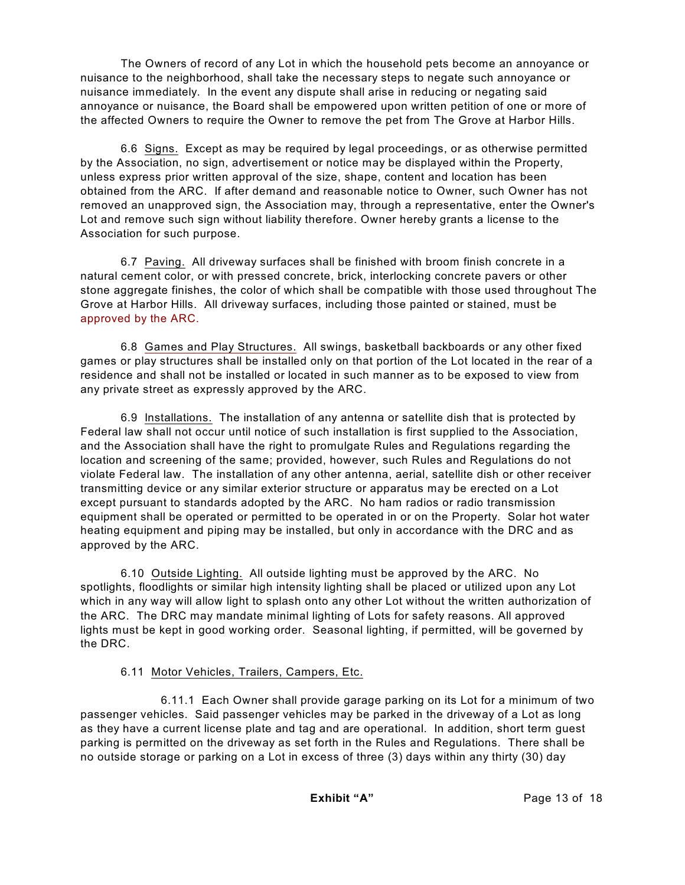The Owners of record of any Lot in which the household pets become an annoyance or nuisance to the neighborhood, shall take the necessary steps to negate such annoyance or nuisance immediately. In the event any dispute shall arise in reducing or negating said annoyance or nuisance, the Board shall be empowered upon written petition of one or more of the affected Owners to require the Owner to remove the pet from The Grove at Harbor Hills.

6.6 Signs. Except as may be required by legal proceedings, or as otherwise permitted by the Association, no sign, advertisement or notice may be displayed within the Property, unless express prior written approval of the size, shape, content and location has been obtained from the ARC. If after demand and reasonable notice to Owner, such Owner has not removed an unapproved sign, the Association may, through a representative, enter the Owner's Lot and remove such sign without liability therefore. Owner hereby grants a license to the Association for such purpose.

6.7 Paving. All driveway surfaces shall be finished with broom finish concrete in a natural cement color, or with pressed concrete, brick, interlocking concrete pavers or other stone aggregate finishes, the color of which shall be compatible with those used throughout The Grove at Harbor Hills. All driveway surfaces, including those painted or stained, must be approved by the ARC.

6.8 Games and Play Structures. All swings, basketball backboards or any other fixed games or play structures shall be installed only on that portion of the Lot located in the rear of a residence and shall not be installed or located in such manner as to be exposed to view from any private street as expressly approved by the ARC.

6.9 Installations. The installation of any antenna or satellite dish that is protected by Federal law shall not occur until notice of such installation is first supplied to the Association, and the Association shall have the right to promulgate Rules and Regulations regarding the location and screening of the same; provided, however, such Rules and Regulations do not violate Federal law. The installation of any other antenna, aerial, satellite dish or other receiver transmitting device or any similar exterior structure or apparatus may be erected on a Lot except pursuant to standards adopted by the ARC. No ham radios or radio transmission equipment shall be operated or permitted to be operated in or on the Property. Solar hot water heating equipment and piping may be installed, but only in accordance with the DRC and as approved by the ARC.

6.10 Outside Lighting. All outside lighting must be approved by the ARC. No spotlights, floodlights or similar high intensity lighting shall be placed or utilized upon any Lot which in any way will allow light to splash onto any other Lot without the written authorization of the ARC. The DRC may mandate minimal lighting of Lots for safety reasons. All approved lights must be kept in good working order. Seasonal lighting, if permitted, will be governed by the DRC.

6.11 Motor Vehicles, Trailers, Campers, Etc.

6.11.1 Each Owner shall provide garage parking on its Lot for a minimum of two passenger vehicles. Said passenger vehicles may be parked in the driveway of a Lot as long as they have a current license plate and tag and are operational. In addition, short term guest parking is permitted on the driveway as set forth in the Rules and Regulations. There shall be no outside storage or parking on a Lot in excess of three (3) days within any thirty (30) day

**Exhibit "A"**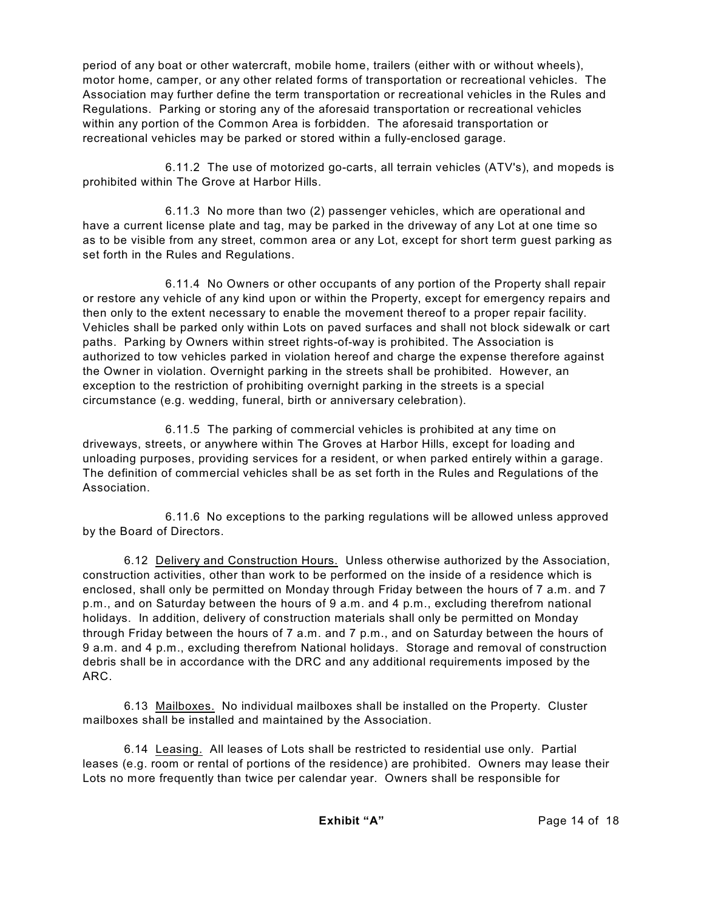period of any boat or other watercraft, mobile home, trailers (either with or without wheels), motor home, camper, or any other related forms of transportation or recreational vehicles. The Association may further define the term transportation or recreational vehicles in the Rules and Regulations. Parking or storing any of the aforesaid transportation or recreational vehicles within any portion of the Common Area is forbidden. The aforesaid transportation or recreational vehicles may be parked or stored within a fully-enclosed garage.

6.11.2 The use of motorized go-carts, all terrain vehicles (ATV's), and mopeds is prohibited within The Grove at Harbor Hills.

6.11.3 No more than two (2) passenger vehicles, which are operational and have a current license plate and tag, may be parked in the driveway of any Lot at one time so as to be visible from any street, common area or any Lot, except for short term guest parking as set forth in the Rules and Regulations.

6.11.4 No Owners or other occupants of any portion of the Property shall repair or restore any vehicle of any kind upon or within the Property, except for emergency repairs and then only to the extent necessary to enable the movement thereof to a proper repair facility. Vehicles shall be parked only within Lots on paved surfaces and shall not block sidewalk or cart paths. Parking by Owners within street rights-of-way is prohibited. The Association is authorized to tow vehicles parked in violation hereof and charge the expense therefore against the Owner in violation. Overnight parking in the streets shall be prohibited. However, an exception to the restriction of prohibiting overnight parking in the streets is a special circumstance (e.g. wedding, funeral, birth or anniversary celebration).

6.11.5 The parking of commercial vehicles is prohibited at any time on driveways, streets, or anywhere within The Groves at Harbor Hills, except for loading and unloading purposes, providing services for a resident, or when parked entirely within a garage. The definition of commercial vehicles shall be as set forth in the Rules and Regulations of the Association.

6.11.6 No exceptions to the parking regulations will be allowed unless approved by the Board of Directors.

6.12 Delivery and Construction Hours. Unless otherwise authorized by the Association, construction activities, other than work to be performed on the inside of a residence which is enclosed, shall only be permitted on Monday through Friday between the hours of 7 a.m. and 7 p.m., and on Saturday between the hours of 9 a.m. and 4 p.m., excluding therefrom national holidays. In addition, delivery of construction materials shall only be permitted on Monday through Friday between the hours of 7 a.m. and 7 p.m., and on Saturday between the hours of 9 a.m. and 4 p.m., excluding therefrom National holidays. Storage and removal of construction debris shall be in accordance with the DRC and any additional requirements imposed by the ARC.

6.13 Mailboxes. No individual mailboxes shall be installed on the Property. Cluster mailboxes shall be installed and maintained by the Association.

6.14 Leasing. All leases of Lots shall be restricted to residential use only. Partial leases (e.g. room or rental of portions of the residence) are prohibited. Owners may lease their Lots no more frequently than twice per calendar year. Owners shall be responsible for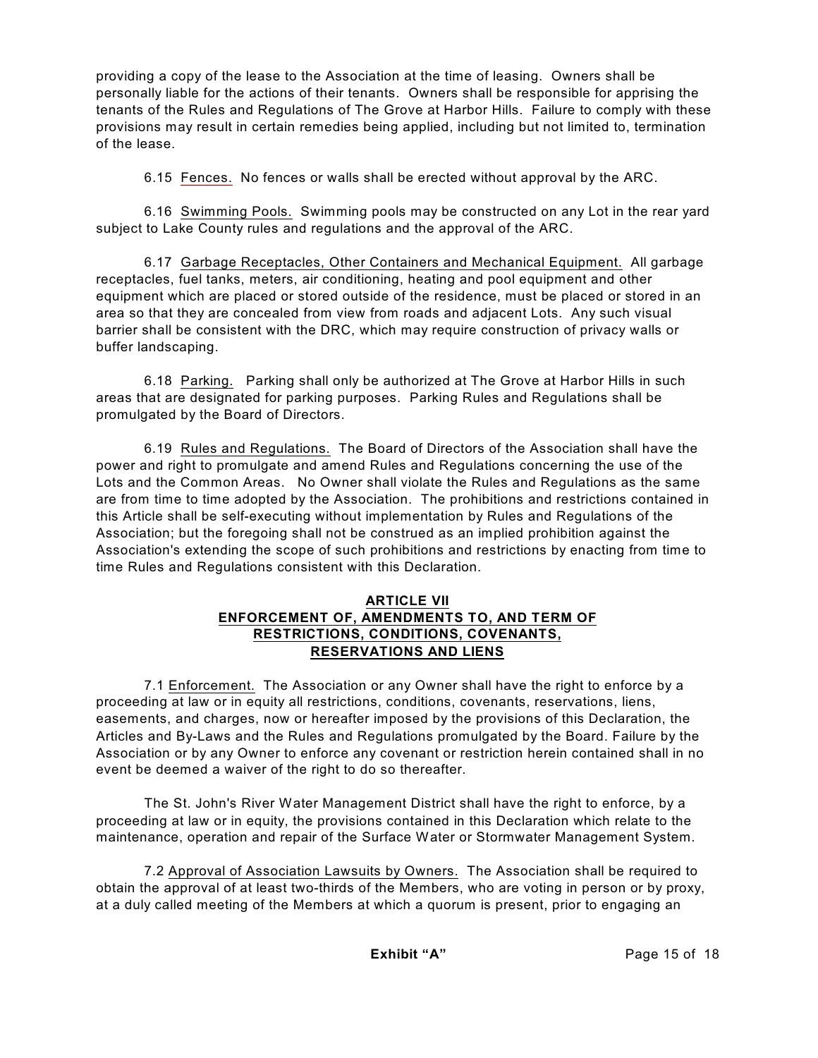providing a copy of the lease to the Association at the time of leasing. Owners shall be personally liable for the actions of their tenants. Owners shall be responsible for apprising the tenants of the Rules and Regulations of The Grove at Harbor Hills. Failure to comply with these provisions may result in certain remedies being applied, including but not limited to, termination of the lease.

6.15 Fences. No fences or walls shall be erected without approval by the ARC.

6.16 Swimming Pools. Swimming pools may be constructed on any Lot in the rear yard subject to Lake County rules and regulations and the approval of the ARC.

6.17 Garbage Receptacles, Other Containers and Mechanical Equipment. All garbage receptacles, fuel tanks, meters, air conditioning, heating and pool equipment and other equipment which are placed or stored outside of the residence, must be placed or stored in an area so that they are concealed from view from roads and adjacent Lots. Any such visual barrier shall be consistent with the DRC, which may require construction of privacy walls or buffer landscaping.

6.18 Parking. Parking shall only be authorized at The Grove at Harbor Hills in such areas that are designated for parking purposes. Parking Rules and Regulations shall be promulgated by the Board of Directors.

6.19 Rules and Regulations. The Board of Directors of the Association shall have the power and right to promulgate and amend Rules and Regulations concerning the use of the Lots and the Common Areas. No Owner shall violate the Rules and Regulations as the same are from time to time adopted by the Association. The prohibitions and restrictions contained in this Article shall be self-executing without implementation by Rules and Regulations of the Association; but the foregoing shall not be construed as an implied prohibition against the Association's extending the scope of such prohibitions and restrictions by enacting from time to time Rules and Regulations consistent with this Declaration.

## ARTICLE VII
## ENFORCEMENT OF, AMENDMENTS TO, AND TERM OF RESTRICTIONS, CONDITIONS, COVENANTS, RESERVATIONS AND LIENS

7.1 Enforcement. The Association or any Owner shall have the right to enforce by a proceeding at law or in equity all restrictions, conditions, covenants, reservations, liens, easements, and charges, now or hereafter imposed by the provisions of this Declaration, the Articles and By-Laws and the Rules and Regulations promulgated by the Board. Failure by the Association or by any Owner to enforce any covenant or restriction herein contained shall in no event be deemed a waiver of the right to do so thereafter.

The St. John's River Water Management District shall have the right to enforce, by a proceeding at law or in equity, the provisions contained in this Declaration which relate to the maintenance, operation and repair of the Surface Water or Stormwater Management System.

7.2 Approval of Association Lawsuits by Owners. The Association shall be required to obtain the approval of at least two-thirds of the Members, who are voting in person or by proxy, at a duly called meeting of the Members at which a quorum is present, prior to engaging an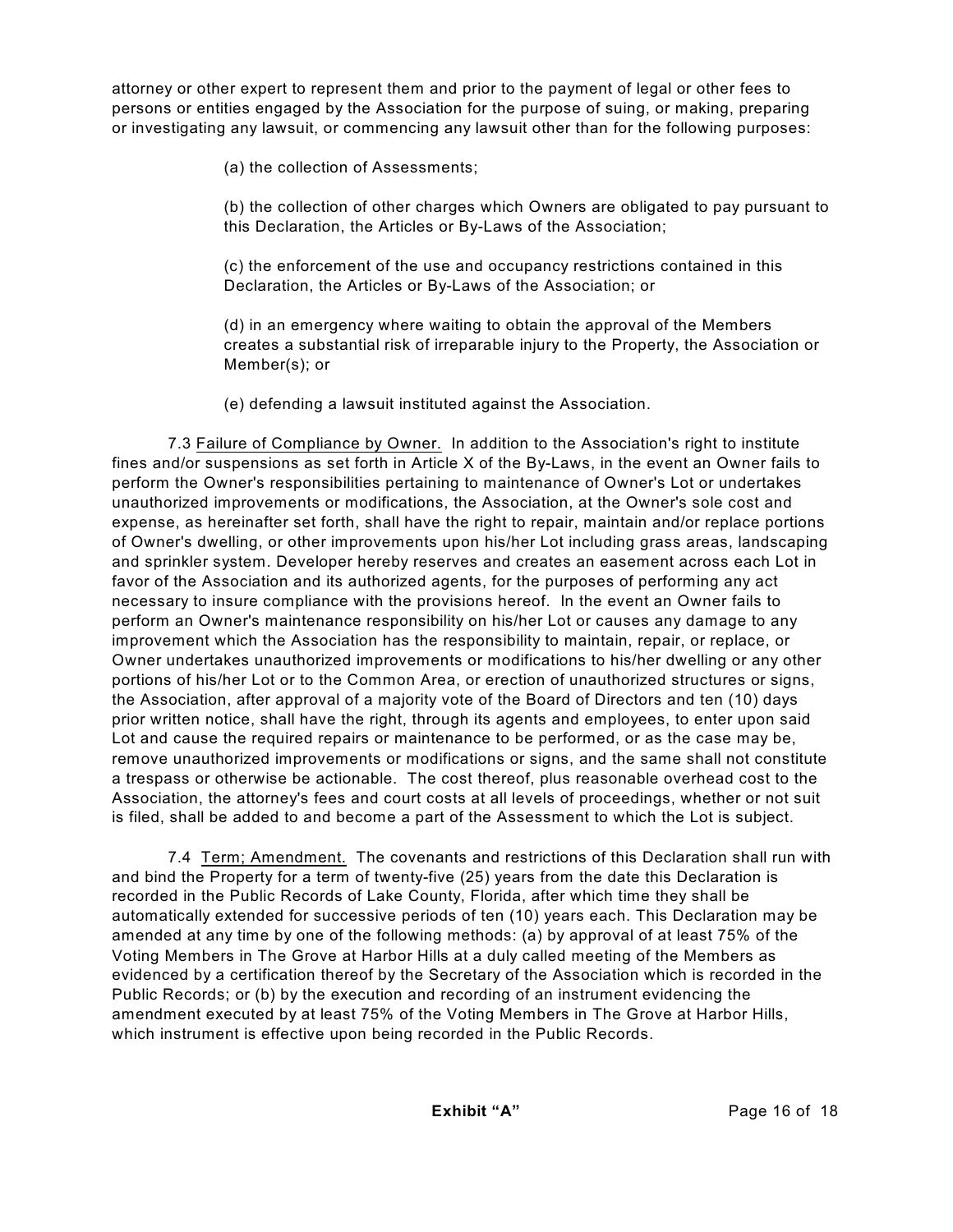attorney or other expert to represent them and prior to the payment of legal or other fees to persons or entities engaged by the Association for the purpose of suing, or making, preparing or investigating any lawsuit, or commencing any lawsuit other than for the following purposes:

(a) the collection of Assessments;

(b) the collection of other charges which Owners are obligated to pay pursuant to this Declaration, the Articles or By-Laws of the Association;

(c) the enforcement of the use and occupancy restrictions contained in this Declaration, the Articles or By-Laws of the Association; or

(d) in an emergency where waiting to obtain the approval of the Members creates a substantial risk of irreparable injury to the Property, the Association or Member(s); or

(e) defending a lawsuit instituted against the Association.

7.3 Failure of Compliance by Owner. In addition to the Association's right to institute fines and/or suspensions as set forth in Article X of the By-Laws, in the event an Owner fails to perform the Owner's responsibilities pertaining to maintenance of Owner's Lot or undertakes unauthorized improvements or modifications, the Association, at the Owner's sole cost and expense, as hereinafter set forth, shall have the right to repair, maintain and/or replace portions of Owner's dwelling, or other improvements upon his/her Lot including grass areas, landscaping and sprinkler system. Developer hereby reserves and creates an easement across each Lot in favor of the Association and its authorized agents, for the purposes of performing any act necessary to insure compliance with the provisions hereof. In the event an Owner fails to perform an Owner's maintenance responsibility on his/her Lot or causes any damage to any improvement which the Association has the responsibility to maintain, repair, or replace, or Owner undertakes unauthorized improvements or modifications to his/her dwelling or any other portions of his/her Lot or to the Common Area, or erection of unauthorized structures or signs, the Association, after approval of a majority vote of the Board of Directors and ten (10) days prior written notice, shall have the right, through its agents and employees, to enter upon said Lot and cause the required repairs or maintenance to be performed, or as the case may be, remove unauthorized improvements or modifications or signs, and the same shall not constitute a trespass or otherwise be actionable. The cost thereof, plus reasonable overhead cost to the Association, the attorney's fees and court costs at all levels of proceedings, whether or not suit is filed, shall be added to and become a part of the Assessment to which the Lot is subject.

7.4 Term; Amendment. The covenants and restrictions of this Declaration shall run with and bind the Property for a term of twenty-five (25) years from the date this Declaration is recorded in the Public Records of Lake County, Florida, after which time they shall be automatically extended for successive periods of ten (10) years each. This Declaration may be amended at any time by one of the following methods: (a) by approval of at least 75% of the Voting Members in The Grove at Harbor Hills at a duly called meeting of the Members as evidenced by a certification thereof by the Secretary of the Association which is recorded in the Public Records; or (b) by the execution and recording of an instrument evidencing the amendment executed by at least 75% of the Voting Members in The Grove at Harbor Hills, which instrument is effective upon being recorded in the Public Records.

**Exhibit "A"**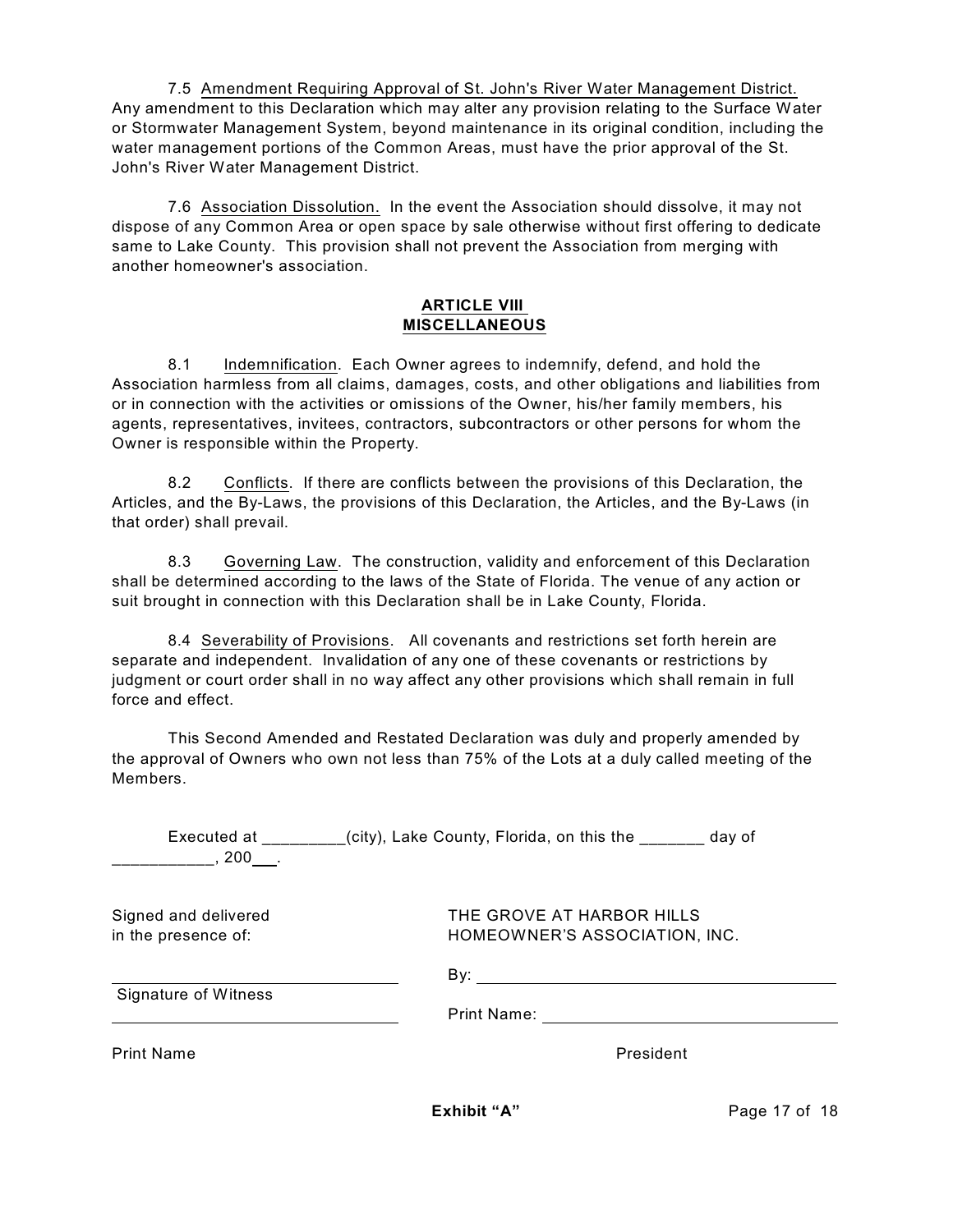7.5 Amendment Requiring Approval of St. John's River Water Management District. Any amendment to this Declaration which may alter any provision relating to the Surface Water or Stormwater Management System, beyond maintenance in its original condition, including the water management portions of the Common Areas, must have the prior approval of the St. John's River Water Management District.

7.6 Association Dissolution. In the event the Association should dissolve, it may not dispose of any Common Area or open space by sale otherwise without first offering to dedicate same to Lake County. This provision shall not prevent the Association from merging with another homeowner's association.

## ARTICLE VIII
## MISCELLANEOUS

8.1 Indemnification. Each Owner agrees to indemnify, defend, and hold the Association harmless from all claims, damages, costs, and other obligations and liabilities from or in connection with the activities or omissions of the Owner, his/her family members, his agents, representatives, invitees, contractors, subcontractors or other persons for whom the Owner is responsible within the Property.

8.2 Conflicts. If there are conflicts between the provisions of this Declaration, the Articles, and the By-Laws, the provisions of this Declaration, the Articles, and the By-Laws (in that order) shall prevail.

8.3 Governing Law. The construction, validity and enforcement of this Declaration shall be determined according to the laws of the State of Florida. The venue of any action or suit brought in connection with this Declaration shall be in Lake County, Florida.

8.4 Severability of Provisions. All covenants and restrictions set forth herein are separate and independent. Invalidation of any one of these covenants or restrictions by judgment or court order shall in no way affect any other provisions which shall remain in full force and effect.

This Second Amended and Restated Declaration was duly and properly amended by the approval of Owners who own not less than 75% of the Lots at a duly called meeting of the Members.

Executed at _________(city), Lake County, Florida, on this the _______ day of ___________, 200___.

Signed and delivered in the presence of:

______________________________
Signature of Witness

______________________________
Print Name

THE GROVE AT HARBOR HILLS HOMEOWNER'S ASSOCIATION, INC.

By: ______________________________

Print Name: ______________________________

President

Exhibit "A"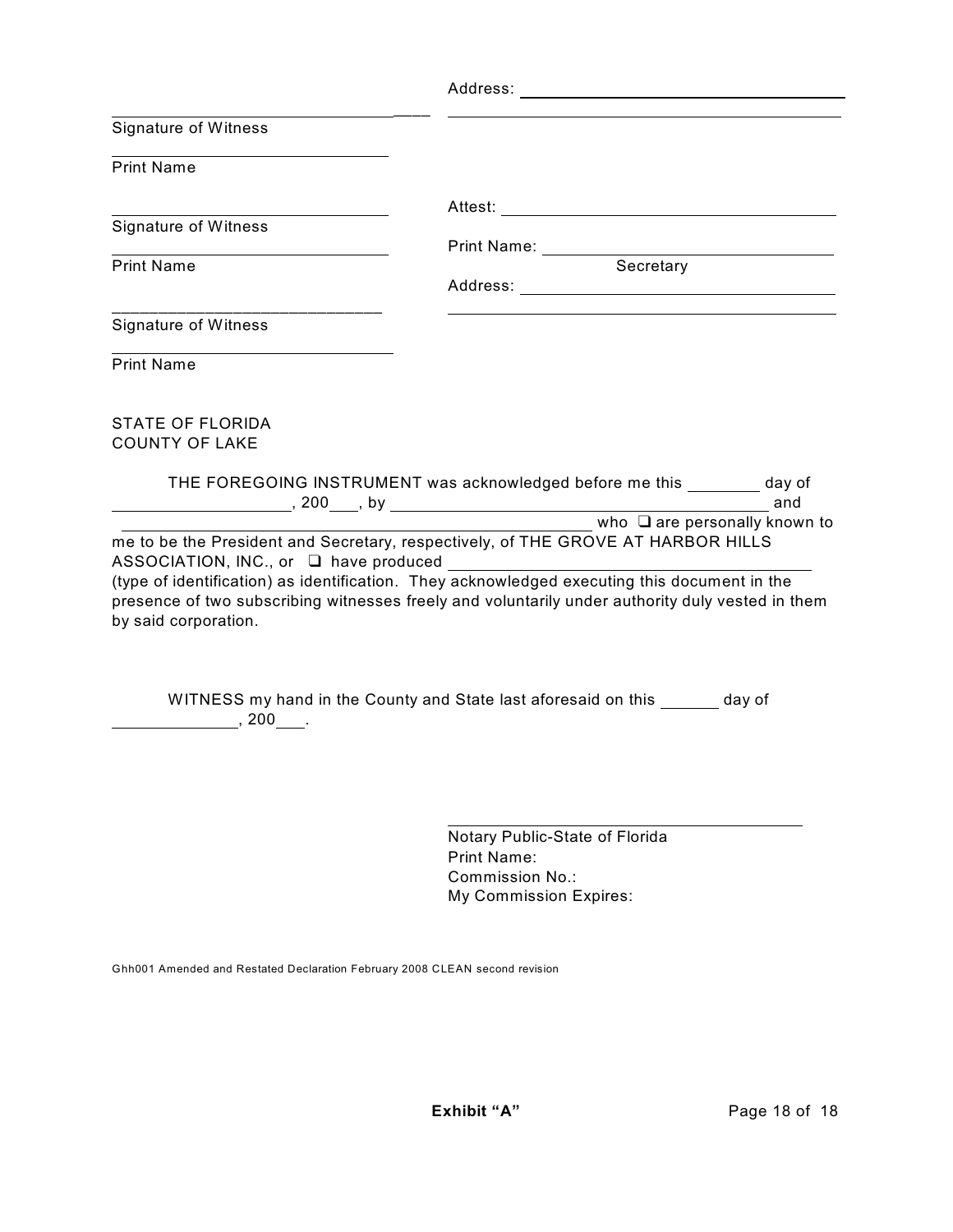| | |
|---|---|
| | Address: ______________________________ |
| ______________________________ | ______________________________ |
| Signature of Witness | |
| ______________________________ | |
| Print Name | |
| ______________________________ | Attest: ______________________________ |
| Signature of Witness | |
| ______________________________ | Print Name: ______________________________ |
| Print Name | Secretary |
| | Address: ______________________________ |
| ______________________________ | ______________________________ |
| Signature of Witness | |
| ______________________________ | |
| Print Name | |

STATE OF FLORIDA
COUNTY OF LAKE

THE FOREGOING INSTRUMENT was acknowledged before me this ________ day of ____________________, 200___, by ____________________________________________ and ______________________________________________________ who ❑ are personally known to me to be the President and Secretary, respectively, of THE GROVE AT HARBOR HILLS ASSOCIATION, INC., or ❑ have produced ____________________________________ (type of identification) as identification. They acknowledged executing this document in the presence of two subscribing witnesses freely and voluntarily under authority duly vested in them by said corporation.

WITNESS my hand in the County and State last aforesaid on this _______ day of ______________, 200___.

______________________________________
Notary Public-State of Florida
Print Name:
Commission No.:
My Commission Expires:

Ghh001 Amended and Restated Declaration February 2008 CLEAN second revision

**Exhibit "A"**